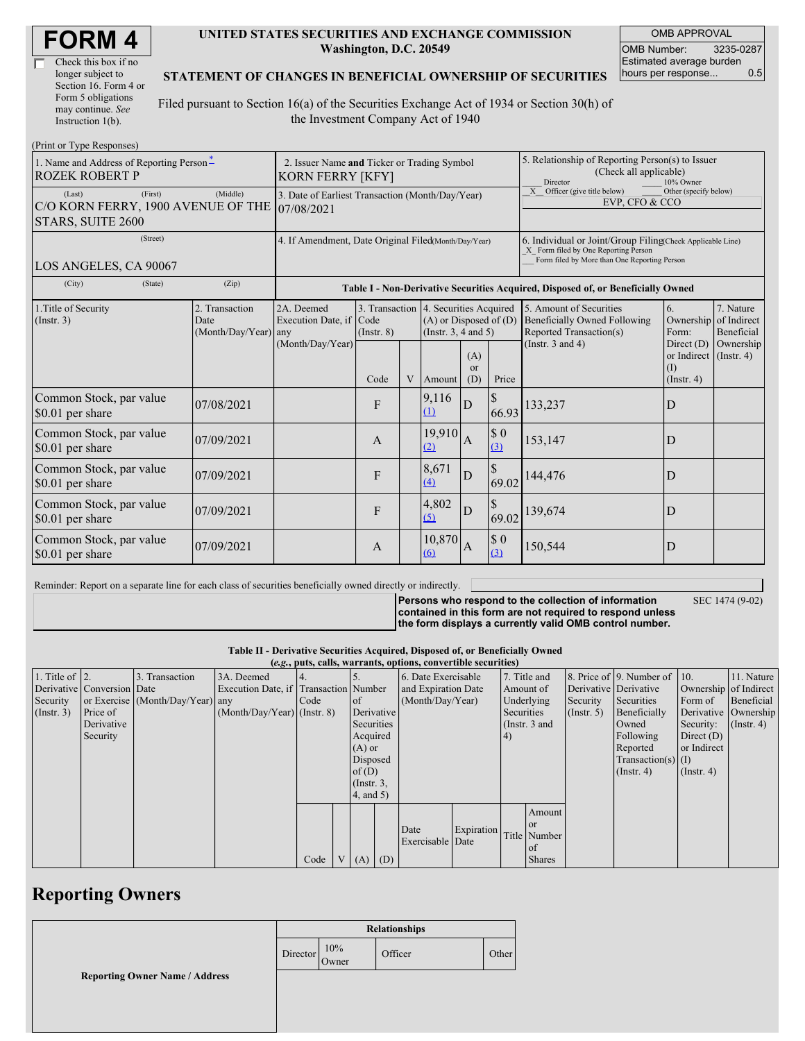# FORM 4

☐ Check this box if no longer subject to Section 16. Form 4 or Form 5 obligations may continue. *See* Instruction 1(b).

**UNITED STATES SECURITIES AND EXCHANGE COMMISSION**
**Washington, D.C. 20549**

**STATEMENT OF CHANGES IN BENEFICIAL OWNERSHIP OF SECURITIES**

Filed pursuant to Section 16(a) of the Securities Exchange Act of 1934 or Section 30(h) of the Investment Company Act of 1940

| OMB APPROVAL | |
|---|---|
| OMB Number: | 3235-0287 |
| Estimated average burden hours per response... | 0.5 |

(Print or Type Responses)

| 1. Name and Address of Reporting Person* | 2. Issuer Name and Ticker or Trading Symbol | 5. Relationship of Reporting Person(s) to Issuer (Check all applicable) |
|---|---|---|
| ROZEK ROBERT P | KORN FERRY [KFY] | ___ Director ___ 10% Owner _X_ Officer (give title below) ___ Other (specify below) |
| (Last) (First) (Middle) C/O KORN FERRY, 1900 AVENUE OF THE STARS, SUITE 2600 | 3. Date of Earliest Transaction (Month/Day/Year) 07/08/2021 | EVP, CFO & CCO |
| (Street) LOS ANGELES, CA 90067 | 4. If Amendment, Date Original Filed(Month/Day/Year) | 6. Individual or Joint/Group Filing(Check Applicable Line) _X_ Form filed by One Reporting Person ___ Form filed by More than One Reporting Person |
| (City) (State) (Zip) | | |

**Table I - Non-Derivative Securities Acquired, Disposed of, or Beneficially Owned**

| 1.Title of Security (Instr. 3) | 2. Transaction Date (Month/Day/Year) | 2A. Deemed Execution Date, if any (Month/Day/Year) | 3. Transaction Code (Instr. 8) | | 4. Securities Acquired (A) or Disposed of (D) (Instr. 3, 4 and 5) | | | 5. Amount of Securities Beneficially Owned Following Reported Transaction(s) (Instr. 3 and 4) | 6. Ownership Form: Direct (D) or Indirect (I) (Instr. 4) | 7. Nature of Indirect Beneficial Ownership (Instr. 4) |
|---|---|---|---|---|---|---|---|---|---|---|
| | | | Code | V | Amount | (A) or (D) | Price | | | |
| Common Stock, par value $0.01 per share | 07/08/2021 | | F | | 9,116 (1) | D | $ 66.93 | 133,237 | D | |
| Common Stock, par value $0.01 per share | 07/09/2021 | | A | | 19,910 (2) | A | $ 0 (3) | 153,147 | D | |
| Common Stock, par value $0.01 per share | 07/09/2021 | | F | | 8,671 (4) | D | $ 69.02 | 144,476 | D | |
| Common Stock, par value $0.01 per share | 07/09/2021 | | F | | 4,802 (5) | D | $ 69.02 | 139,674 | D | |
| Common Stock, par value $0.01 per share | 07/09/2021 | | A | | 10,870 (6) | A | $ 0 (3) | 150,544 | D | |

Reminder: Report on a separate line for each class of securities beneficially owned directly or indirectly.

**Persons who respond to the collection of information contained in this form are not required to respond unless the form displays a currently valid OMB control number.** SEC 1474 (9-02)

**Table II - Derivative Securities Acquired, Disposed of, or Beneficially Owned**
**(*e.g.*, puts, calls, warrants, options, convertible securities)**

| 1. Title of Derivative Security (Instr. 3) | 2. Conversion or Exercise Price of Derivative Security | 3. Transaction Date (Month/Day/Year) | 3A. Deemed Execution Date, if any (Month/Day/Year) | 4. Transaction Code (Instr. 8) | | 5. Number of Derivative Securities Acquired (A) or Disposed of (D) (Instr. 3, 4, and 5) | | 6. Date Exercisable and Expiration Date (Month/Day/Year) | | 7. Title and Amount of Underlying Securities (Instr. 3 and 4) | | 8. Price of Derivative Security (Instr. 5) | 9. Number of Derivative Securities Beneficially Owned Following Reported Transaction(s) (Instr. 4) | 10. Ownership Form of Derivative Security: Direct (D) or Indirect (I) (Instr. 4) | 11. Nature of Indirect Beneficial Ownership (Instr. 4) |
|---|---|---|---|---|---|---|---|---|---|---|---|---|---|---|---|
| | | | | Code | V | (A) | (D) | Date Exercisable | Expiration Date | Title | Amount or Number of Shares | | | | |

# Reporting Owners

| Reporting Owner Name / Address | Relationships | | | |
|---|---|---|---|---|
| | Director | 10% Owner | Officer | Other |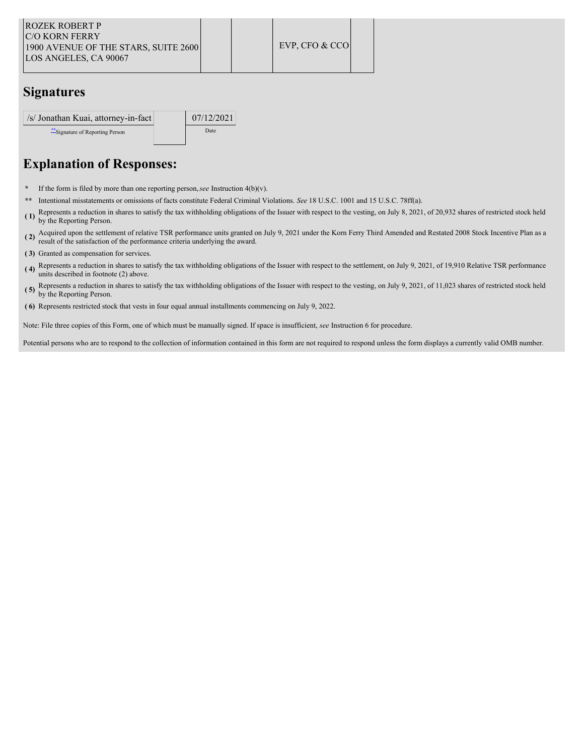| | | | | |
|---|---|---|---|---|
| ROZEK ROBERT P<br>C/O KORN FERRY<br>1900 AVENUE OF THE STARS, SUITE 2600<br>LOS ANGELES, CA 90067 | | | EVP, CFO & CCO | |

## Signatures

| | | |
|---|---|---|
| /s/ Jonathan Kuai, attorney-in-fact | | 07/12/2021 |
| **Signature of Reporting Person | | Date |

## Explanation of Responses:

\* If the form is filed by more than one reporting person, *see* Instruction 4(b)(v).

\*\* Intentional misstatements or omissions of facts constitute Federal Criminal Violations. *See* 18 U.S.C. 1001 and 15 U.S.C. 78ff(a).

**( 1)** Represents a reduction in shares to satisfy the tax withholding obligations of the Issuer with respect to the vesting, on July 8, 2021, of 20,932 shares of restricted stock held by the Reporting Person.

**( 2)** Acquired upon the settlement of relative TSR performance units granted on July 9, 2021 under the Korn Ferry Third Amended and Restated 2008 Stock Incentive Plan as a result of the satisfaction of the performance criteria underlying the award.

**( 3)** Granted as compensation for services.

**( 4)** Represents a reduction in shares to satisfy the tax withholding obligations of the Issuer with respect to the settlement, on July 9, 2021, of 19,910 Relative TSR performance units described in footnote (2) above.

**( 5)** Represents a reduction in shares to satisfy the tax withholding obligations of the Issuer with respect to the vesting, on July 9, 2021, of 11,023 shares of restricted stock held by the Reporting Person.

**( 6)** Represents restricted stock that vests in four equal annual installments commencing on July 9, 2022.

Note: File three copies of this Form, one of which must be manually signed. If space is insufficient, *see* Instruction 6 for procedure.

Potential persons who are to respond to the collection of information contained in this form are not required to respond unless the form displays a currently valid OMB number.